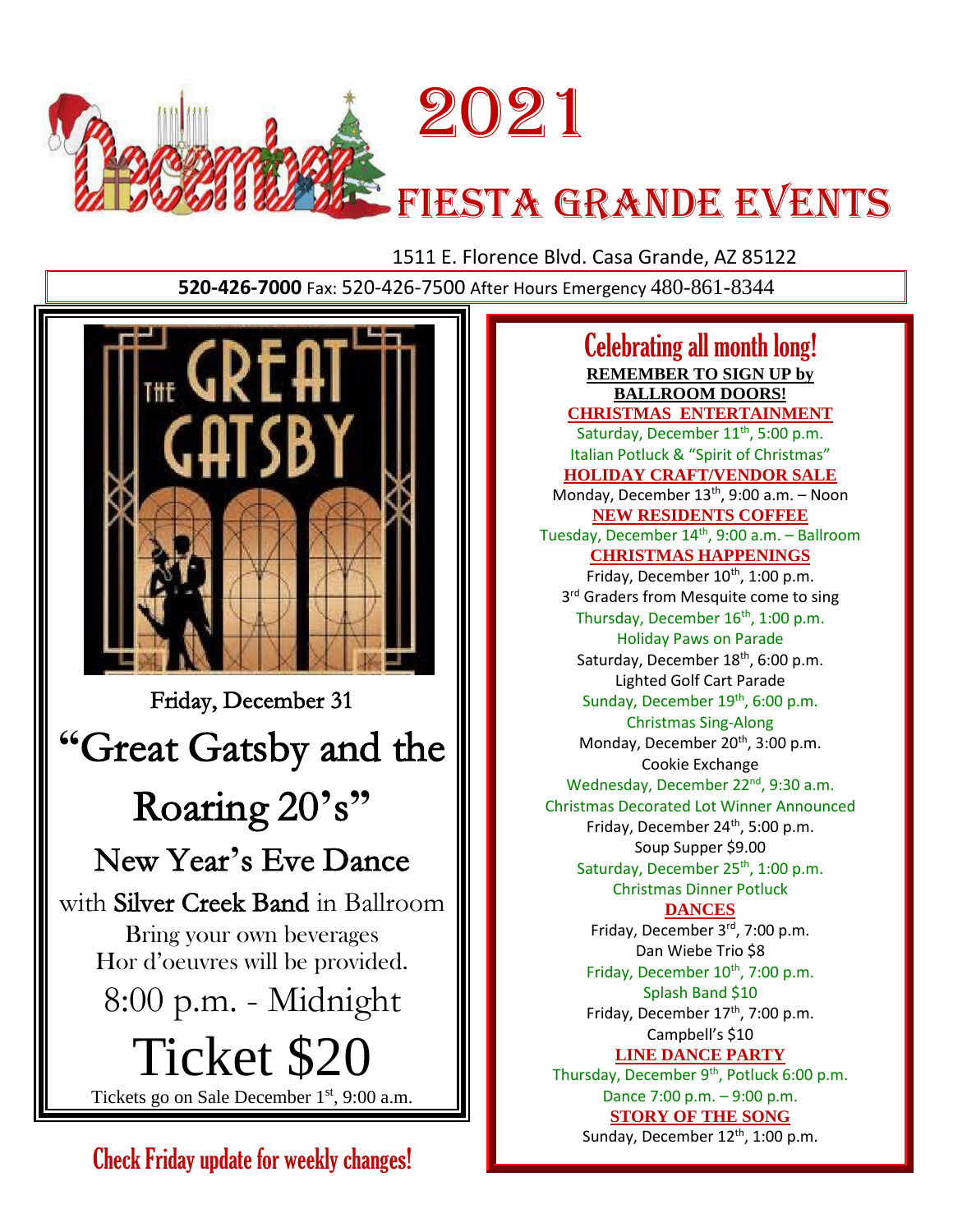# 2021 December Fiesta Grande Events

1511 E. Florence Blvd. Casa Grande, AZ 85122

**520-426-7000** Fax: 520-426-7500 After Hours Emergency 480-861-8344

THE GREAT GATSBY

Friday, December 31

## "Great Gatsby and the Roaring 20's"

### New Year's Eve Dance

with Silver Creek Band in Ballroom

Bring your own beverages

Hor d'oeuvres will be provided.

8:00 p.m. - Midnight

**Ticket $20**

Tickets go on Sale December 1st, 9:00 a.m.

**Check Friday update for weekly changes!**

## Celebrating all month long!

**REMEMBER TO SIGN UP by BALLROOM DOORS!**

**CHRISTMAS ENTERTAINMENT**

Saturday, December 11th, 5:00 p.m.
Italian Potluck & "Spirit of Christmas"

**HOLIDAY CRAFT/VENDOR SALE**

Monday, December 13th, 9:00 a.m. – Noon

**NEW RESIDENTS COFFEE**

Tuesday, December 14th, 9:00 a.m. – Ballroom

**CHRISTMAS HAPPENINGS**

Friday, December 10th, 1:00 p.m.
3rd Graders from Mesquite come to sing

Thursday, December 16th, 1:00 p.m.
Holiday Paws on Parade

Saturday, December 18th, 6:00 p.m.
Lighted Golf Cart Parade

Sunday, December 19th, 6:00 p.m.
Christmas Sing-Along

Monday, December 20th, 3:00 p.m.
Cookie Exchange

Wednesday, December 22nd, 9:30 a.m.
Christmas Decorated Lot Winner Announced

Friday, December 24th, 5:00 p.m.
Soup Supper $9.00

Saturday, December 25th, 1:00 p.m.
Christmas Dinner Potluck

**DANCES**

Friday, December 3rd, 7:00 p.m.
Dan Wiebe Trio $8

Friday, December 10th, 7:00 p.m.
Splash Band $10

Friday, December 17th, 7:00 p.m.
Campbell's $10

**LINE DANCE PARTY**

Thursday, December 9th, Potluck 6:00 p.m.
Dance 7:00 p.m. – 9:00 p.m.

**STORY OF THE SONG**

Sunday, December 12th, 1:00 p.m.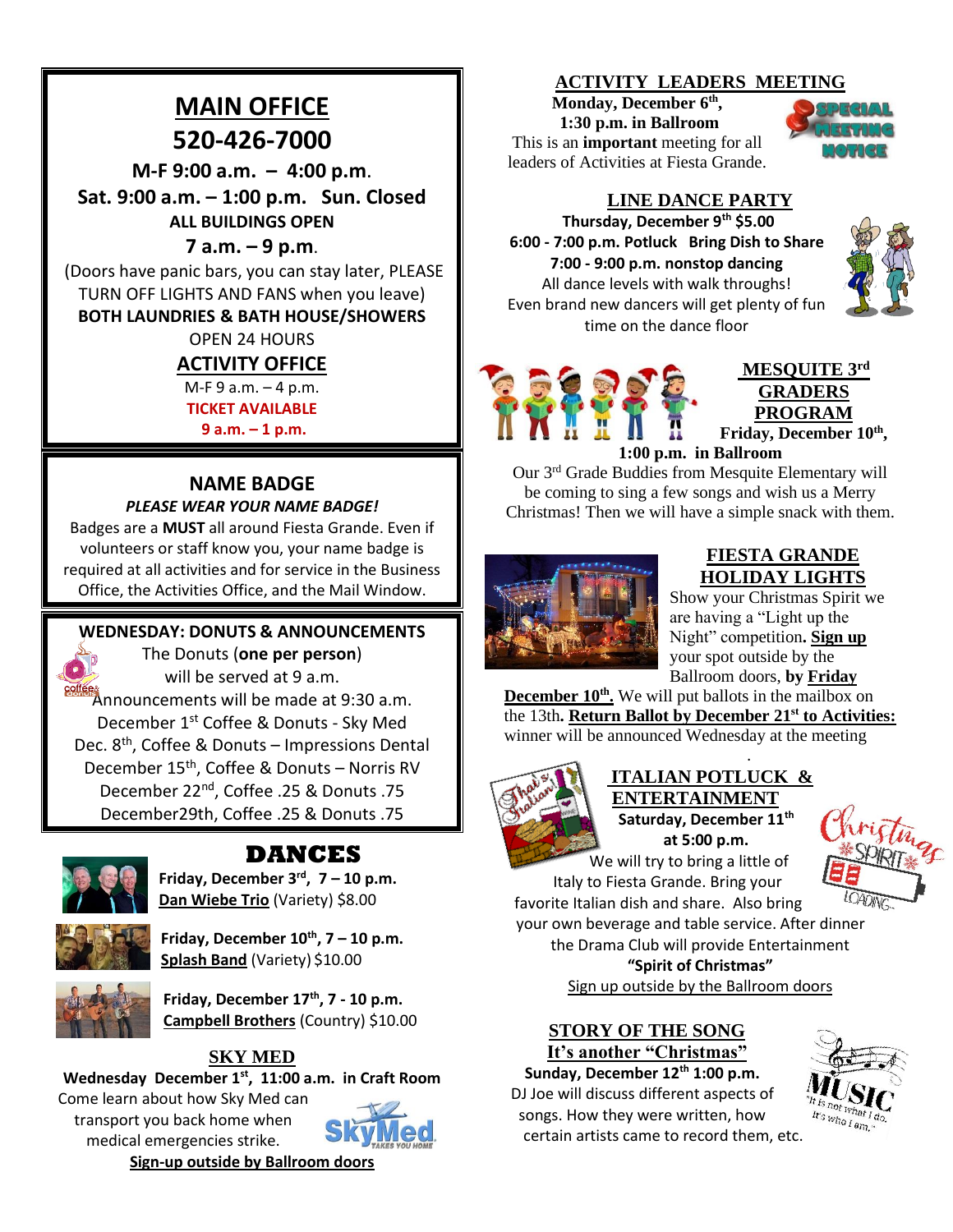# MAIN OFFICE

# 520-426-7000

**M-F 9:00 a.m. – 4:00 p.m.**

**Sat. 9:00 a.m. – 1:00 p.m. Sun. Closed**

**ALL BUILDINGS OPEN**

**7 a.m. – 9 p.m.**

(Doors have panic bars, you can stay later, PLEASE TURN OFF LIGHTS AND FANS when you leave)

**BOTH LAUNDRIES & BATH HOUSE/SHOWERS**

OPEN 24 HOURS

## ACTIVITY OFFICE

M-F 9 a.m. – 4 p.m.

**TICKET AVAILABLE**

**9 a.m. – 1 p.m.**

## NAME BADGE

***PLEASE WEAR YOUR NAME BADGE!***

Badges are a **MUST** all around Fiesta Grande. Even if volunteers or staff know you, your name badge is required at all activities and for service in the Business Office, the Activities Office, and the Mail Window.

## WEDNESDAY: DONUTS & ANNOUNCEMENTS

The Donuts (**one per person**) will be served at 9 a.m.

Announcements will be made at 9:30 a.m.

December 1st Coffee & Donuts - Sky Med

Dec. 8th, Coffee & Donuts – Impressions Dental

December 15th, Coffee & Donuts – Norris RV

December 22nd, Coffee .25 & Donuts .75

December29th, Coffee .25 & Donuts .75

## DANCES

**Friday, December 3rd, 7 – 10 p.m.**
**Dan Wiebe Trio** (Variety) $8.00

**Friday, December 10th, 7 – 10 p.m.**
**Splash Band** (Variety) $10.00

**Friday, December 17th, 7 - 10 p.m.**
**Campbell Brothers** (Country) $10.00

## SKY MED

**Wednesday December 1st, 11:00 a.m. in Craft Room**

Come learn about how Sky Med can transport you back home when medical emergencies strike.

**Sign-up outside by Ballroom doors**

## ACTIVITY LEADERS MEETING

**Monday, December 6th,**
**1:30 p.m. in Ballroom**

This is an **important** meeting for all leaders of Activities at Fiesta Grande.

## LINE DANCE PARTY

**Thursday, December 9th $5.00**

**6:00 - 7:00 p.m. Potluck Bring Dish to Share**

**7:00 - 9:00 p.m. nonstop dancing**

All dance levels with walk throughs!

Even brand new dancers will get plenty of fun time on the dance floor

## MESQUITE 3rd GRADERS PROGRAM

**Friday, December 10th,**
**1:00 p.m. in Ballroom**

Our 3rd Grade Buddies from Mesquite Elementary will be coming to sing a few songs and wish us a Merry Christmas! Then we will have a simple snack with them.

## FIESTA GRANDE HOLIDAY LIGHTS

Show your Christmas Spirit we are having a "Light up the Night" competition**.** **Sign up** your spot outside by the Ballroom doors, **by Friday December 10th.** We will put ballots in the mailbox on the 13th**.** **Return Ballot by December 21st to Activities:** winner will be announced Wednesday at the meeting

## ITALIAN POTLUCK & ENTERTAINMENT

**Saturday, December 11th**
**at 5:00 p.m.**

We will try to bring a little of Italy to Fiesta Grande. Bring your favorite Italian dish and share. Also bring your own beverage and table service. After dinner the Drama Club will provide Entertainment

**"Spirit of Christmas"**

Sign up outside by the Ballroom doors

## STORY OF THE SONG

## It's another "Christmas"

**Sunday, December 12th 1:00 p.m.**

DJ Joe will discuss different aspects of songs. How they were written, how certain artists came to record them, etc.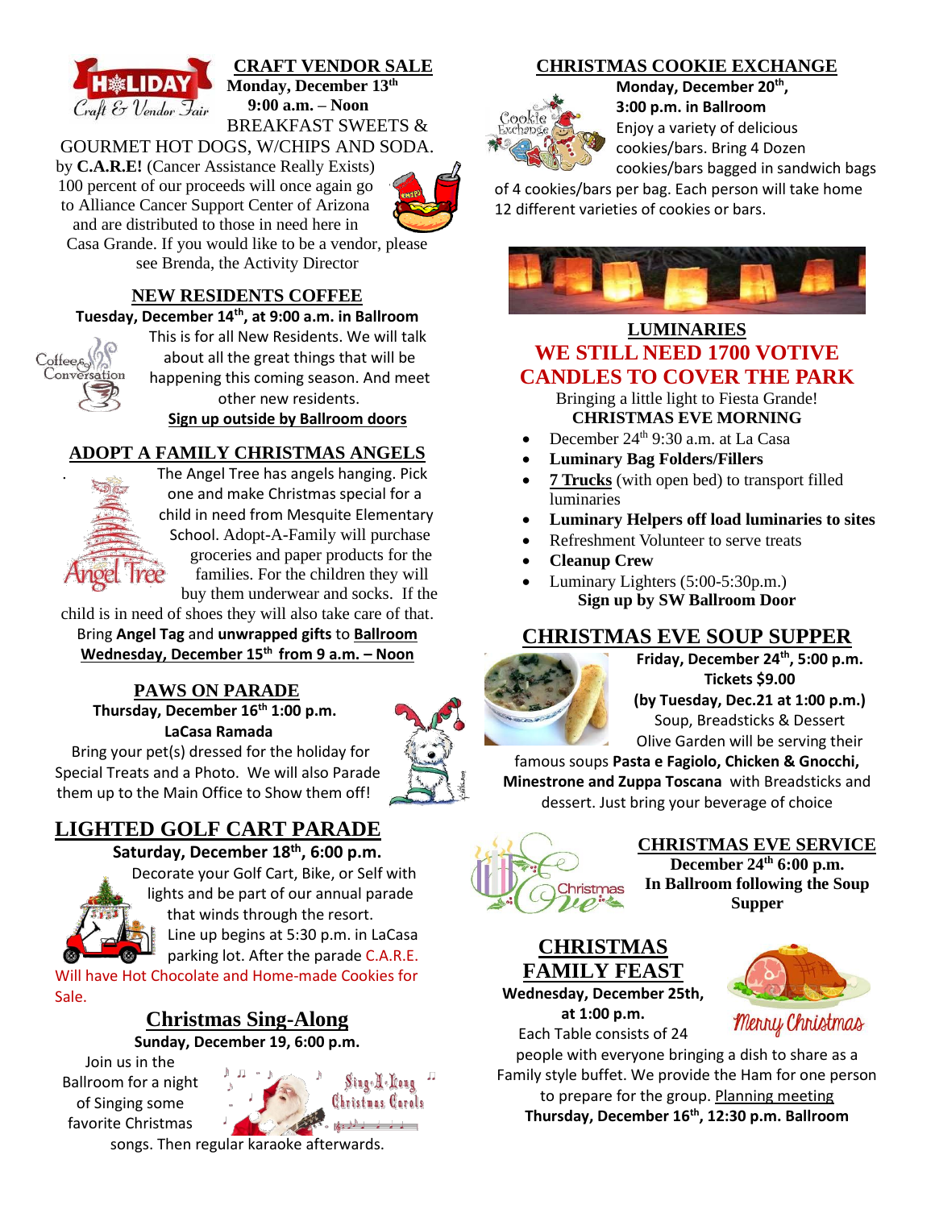## CRAFT VENDOR SALE

**Monday, December 13th**
**9:00 a.m. – Noon**

BREAKFAST SWEETS & GOURMET HOT DOGS, W/CHIPS AND SODA. by **C.A.R.E!** (Cancer Assistance Really Exists) 100 percent of our proceeds will once again go to Alliance Cancer Support Center of Arizona and are distributed to those in need here in Casa Grande. If you would like to be a vendor, please see Brenda, the Activity Director

## NEW RESIDENTS COFFEE

**Tuesday, December 14th, at 9:00 a.m. in Ballroom**

This is for all New Residents. We will talk about all the great things that will be happening this coming season. And meet other new residents.

**Sign up outside by Ballroom doors**

## ADOPT A FAMILY CHRISTMAS ANGELS

The Angel Tree has angels hanging. Pick one and make Christmas special for a child in need from Mesquite Elementary School. Adopt-A-Family will purchase groceries and paper products for the families. For the children they will buy them underwear and socks. If the child is in need of shoes they will also take care of that. Bring **Angel Tag** and **unwrapped gifts** to **Ballroom Wednesday, December 15th from 9 a.m. – Noon**

## PAWS ON PARADE

**Thursday, December 16th 1:00 p.m.**
**LaCasa Ramada**

Bring your pet(s) dressed for the holiday for Special Treats and a Photo. We will also Parade them up to the Main Office to Show them off!

## LIGHTED GOLF CART PARADE

**Saturday, December 18th, 6:00 p.m.**

Decorate your Golf Cart, Bike, or Self with lights and be part of our annual parade that winds through the resort. Line up begins at 5:30 p.m. in LaCasa parking lot. After the parade C.A.R.E. Will have Hot Chocolate and Home-made Cookies for Sale.

## Christmas Sing-Along

**Sunday, December 19, 6:00 p.m.**

Join us in the Ballroom for a night of Singing some favorite Christmas songs. Then regular karaoke afterwards.

## CHRISTMAS COOKIE EXCHANGE

**Monday, December 20th,**
**3:00 p.m. in Ballroom**

Enjoy a variety of delicious cookies/bars. Bring 4 Dozen cookies/bars bagged in sandwich bags of 4 cookies/bars per bag. Each person will take home 12 different varieties of cookies or bars.

## LUMINARIES

**WE STILL NEED 1700 VOTIVE CANDLES TO COVER THE PARK**

Bringing a little light to Fiesta Grande!

**CHRISTMAS EVE MORNING**

- December 24th 9:30 a.m. at La Casa
- **Luminary Bag Folders/Fillers**
- **7 Trucks** (with open bed) to transport filled luminaries
- **Luminary Helpers off load luminaries to sites**
- Refreshment Volunteer to serve treats
- **Cleanup Crew**
- Luminary Lighters (5:00-5:30p.m.)

**Sign up by SW Ballroom Door**

## CHRISTMAS EVE SOUP SUPPER

**Friday, December 24th, 5:00 p.m.**
**Tickets $9.00**
**(by Tuesday, Dec.21 at 1:00 p.m.)**

Soup, Breadsticks & Dessert

Olive Garden will be serving their famous soups **Pasta e Fagiolo, Chicken & Gnocchi, Minestrone and Zuppa Toscana** with Breadsticks and dessert. Just bring your beverage of choice

## CHRISTMAS EVE SERVICE

**December 24th 6:00 p.m.**
**In Ballroom following the Soup Supper**

## CHRISTMAS FAMILY FEAST

**Wednesday, December 25th, at 1:00 p.m.**

Each Table consists of 24 people with everyone bringing a dish to share as a Family style buffet. We provide the Ham for one person to prepare for the group. Planning meeting **Thursday, December 16th, 12:30 p.m. Ballroom**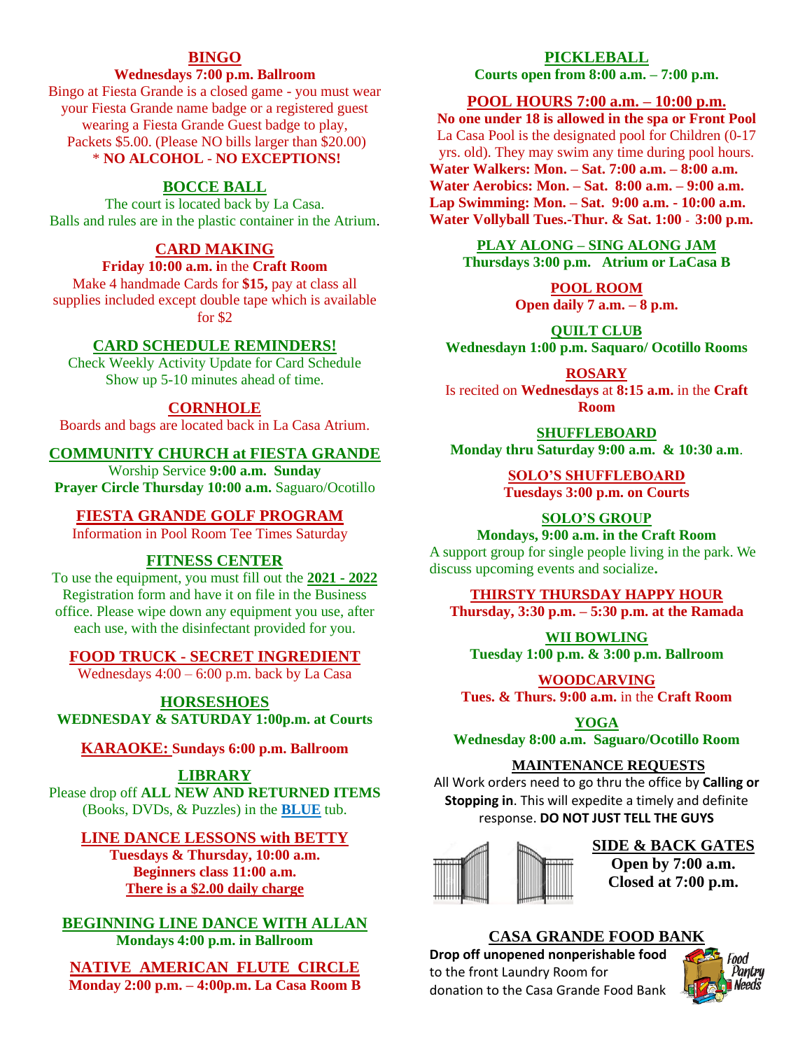## BINGO

**Wednesdays 7:00 p.m. Ballroom**

Bingo at Fiesta Grande is a closed game - you must wear your Fiesta Grande name badge or a registered guest wearing a Fiesta Grande Guest badge to play, Packets $5.00. (Please NO bills larger than $20.00) * **NO ALCOHOL - NO EXCEPTIONS!**

## BOCCE BALL

The court is located back by La Casa. Balls and rules are in the plastic container in the Atrium.

## CARD MAKING

**Friday 10:00 a.m. i**n the **Craft Room**

Make 4 handmade Cards for **$15,** pay at class all supplies included except double tape which is available for $2

## CARD SCHEDULE REMINDERS!

Check Weekly Activity Update for Card Schedule Show up 5-10 minutes ahead of time.

## CORNHOLE

Boards and bags are located back in La Casa Atrium.

## COMMUNITY CHURCH at FIESTA GRANDE

Worship Service **9:00 a.m. Sunday**
**Prayer Circle Thursday 10:00 a.m.** Saguaro/Ocotillo

## FIESTA GRANDE GOLF PROGRAM

Information in Pool Room Tee Times Saturday

## FITNESS CENTER

To use the equipment, you must fill out the **2021 - 2022** Registration form and have it on file in the Business office. Please wipe down any equipment you use, after each use, with the disinfectant provided for you.

## FOOD TRUCK - SECRET INGREDIENT

Wednesdays 4:00 – 6:00 p.m. back by La Casa

## HORSESHOES

**WEDNESDAY & SATURDAY 1:00p.m. at Courts**

## KARAOKE: **Sundays 6:00 p.m. Ballroom**

## LIBRARY

Please drop off **ALL NEW AND RETURNED ITEMS** (Books, DVDs, & Puzzles) in the **BLUE** tub.

## LINE DANCE LESSONS with BETTY

**Tuesdays & Thursday, 10:00 a.m.**
**Beginners class 11:00 a.m.**
**There is a $2.00 daily charge**

## BEGINNING LINE DANCE WITH ALLAN

**Mondays 4:00 p.m. in Ballroom**

## NATIVE AMERICAN FLUTE CIRCLE

**Monday 2:00 p.m. – 4:00p.m. La Casa Room B**

## PICKLEBALL

**Courts open from 8:00 a.m. – 7:00 p.m.**

## POOL HOURS 7:00 a.m. – 10:00 p.m.

**No one under 18 is allowed in the spa or Front Pool**

La Casa Pool is the designated pool for Children (0-17 yrs. old). They may swim any time during pool hours.

**Water Walkers: Mon. – Sat. 7:00 a.m. – 8:00 a.m.**
**Water Aerobics: Mon. – Sat. 8:00 a.m. – 9:00 a.m.**
**Lap Swimming: Mon. – Sat. 9:00 a.m. - 10:00 a.m.**
**Water Vollyball Tues.-Thur. & Sat. 1:00 - 3:00 p.m.**

## PLAY ALONG – SING ALONG JAM

**Thursdays 3:00 p.m. Atrium or LaCasa B**

## POOL ROOM

**Open daily 7 a.m. – 8 p.m.**

## QUILT CLUB

**Wednesdayn 1:00 p.m. Saquaro/ Ocotillo Rooms**

## ROSARY

Is recited on **Wednesdays** at **8:15 a.m.** in the **Craft Room**

## SHUFFLEBOARD

**Monday thru Saturday 9:00 a.m. & 10:30 a.m.**

## SOLO'S SHUFFLEBOARD

**Tuesdays 3:00 p.m. on Courts**

## SOLO'S GROUP

**Mondays, 9:00 a.m. in the Craft Room**

A support group for single people living in the park. We discuss upcoming events and socialize**.**

## THIRSTY THURSDAY HAPPY HOUR

**Thursday, 3:30 p.m. – 5:30 p.m. at the Ramada**

## WII BOWLING

**Tuesday 1:00 p.m. & 3:00 p.m. Ballroom**

## WOODCARVING

**Tues. & Thurs. 9:00 a.m.** in the **Craft Room**

## YOGA

**Wednesday 8:00 a.m. Saguaro/Ocotillo Room**

## MAINTENANCE REQUESTS

All Work orders need to go thru the office by **Calling or Stopping in**. This will expedite a timely and definite response. **DO NOT JUST TELL THE GUYS**

## SIDE & BACK GATES

**Open by 7:00 a.m.**
**Closed at 7:00 p.m.**

## CASA GRANDE FOOD BANK

**Drop off unopened nonperishable food** to the front Laundry Room for donation to the Casa Grande Food Bank

Food Pantry Needs